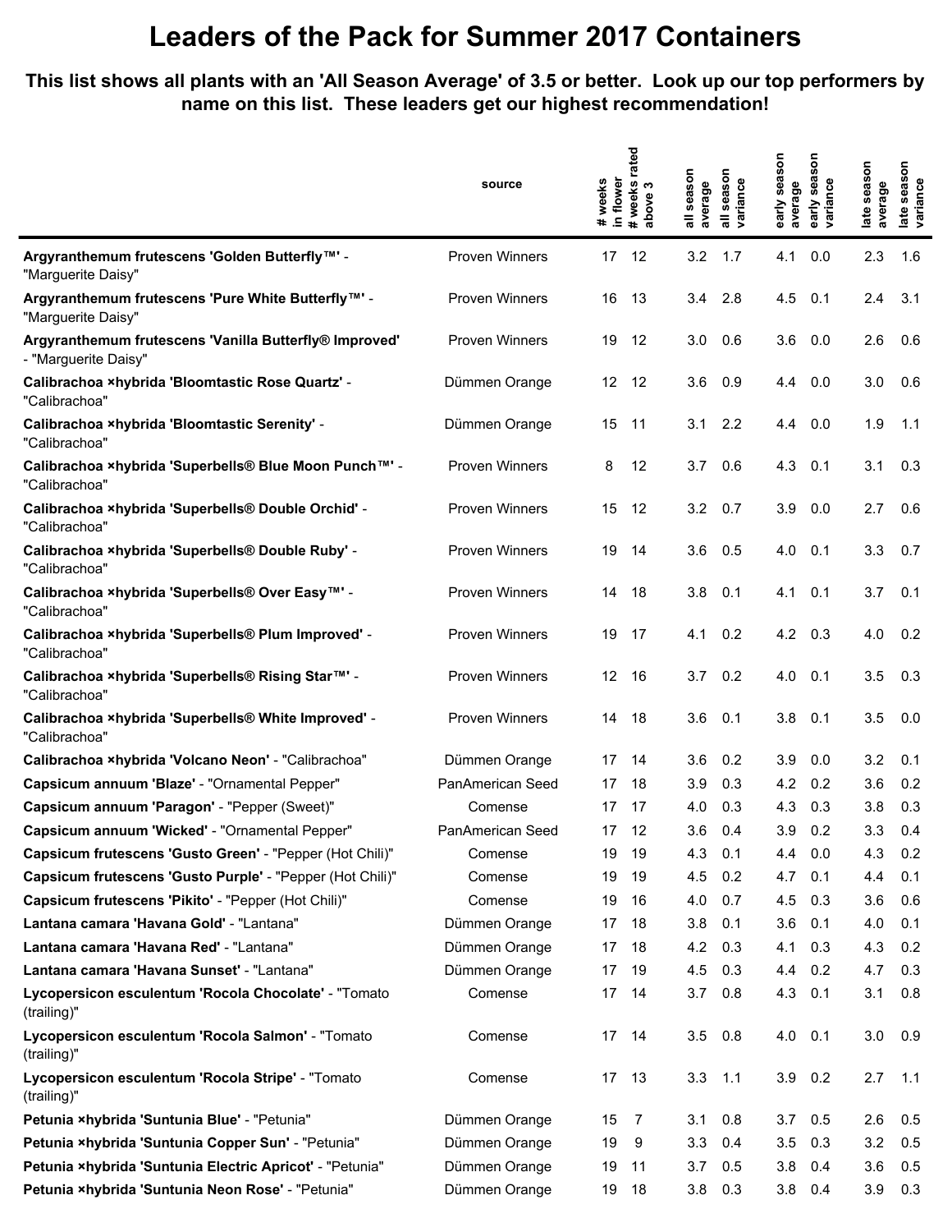# Leaders of the Pack for Summer 2017 Containers

**This list shows all plants with an 'All Season Average' of 3.5 or better. Look up our top performers by name on this list. These leaders get our highest recommendation!**

| | source | # weeks in flower | # weeks rated above 3 | all season average | all season variance | early season average | early season variance | late season average | late season variance |
|---|---|---|---|---|---|---|---|---|---|
| **Argyranthemum frutescens 'Golden Butterfly™'** - "Marguerite Daisy" | Proven Winners | 17 | 12 | 3.2 | 1.7 | 4.1 | 0.0 | 2.3 | 1.6 |
| **Argyranthemum frutescens 'Pure White Butterfly™'** - "Marguerite Daisy" | Proven Winners | 16 | 13 | 3.4 | 2.8 | 4.5 | 0.1 | 2.4 | 3.1 |
| **Argyranthemum frutescens 'Vanilla Butterfly® Improved'** - "Marguerite Daisy" | Proven Winners | 19 | 12 | 3.0 | 0.6 | 3.6 | 0.0 | 2.6 | 0.6 |
| **Calibrachoa ×hybrida 'Bloomtastic Rose Quartz'** - "Calibrachoa" | Dümmen Orange | 12 | 12 | 3.6 | 0.9 | 4.4 | 0.0 | 3.0 | 0.6 |
| **Calibrachoa ×hybrida 'Bloomtastic Serenity'** - "Calibrachoa" | Dümmen Orange | 15 | 11 | 3.1 | 2.2 | 4.4 | 0.0 | 1.9 | 1.1 |
| **Calibrachoa ×hybrida 'Superbells® Blue Moon Punch™'** - "Calibrachoa" | Proven Winners | 8 | 12 | 3.7 | 0.6 | 4.3 | 0.1 | 3.1 | 0.3 |
| **Calibrachoa ×hybrida 'Superbells® Double Orchid'** - "Calibrachoa" | Proven Winners | 15 | 12 | 3.2 | 0.7 | 3.9 | 0.0 | 2.7 | 0.6 |
| **Calibrachoa ×hybrida 'Superbells® Double Ruby'** - "Calibrachoa" | Proven Winners | 19 | 14 | 3.6 | 0.5 | 4.0 | 0.1 | 3.3 | 0.7 |
| **Calibrachoa ×hybrida 'Superbells® Over Easy™'** - "Calibrachoa" | Proven Winners | 14 | 18 | 3.8 | 0.1 | 4.1 | 0.1 | 3.7 | 0.1 |
| **Calibrachoa ×hybrida 'Superbells® Plum Improved'** - "Calibrachoa" | Proven Winners | 19 | 17 | 4.1 | 0.2 | 4.2 | 0.3 | 4.0 | 0.2 |
| **Calibrachoa ×hybrida 'Superbells® Rising Star™'** - "Calibrachoa" | Proven Winners | 12 | 16 | 3.7 | 0.2 | 4.0 | 0.1 | 3.5 | 0.3 |
| **Calibrachoa ×hybrida 'Superbells® White Improved'** - "Calibrachoa" | Proven Winners | 14 | 18 | 3.6 | 0.1 | 3.8 | 0.1 | 3.5 | 0.0 |
| **Calibrachoa ×hybrida 'Volcano Neon'** - "Calibrachoa" | Dümmen Orange | 17 | 14 | 3.6 | 0.2 | 3.9 | 0.0 | 3.2 | 0.1 |
| **Capsicum annuum 'Blaze'** - "Ornamental Pepper" | PanAmerican Seed | 17 | 18 | 3.9 | 0.3 | 4.2 | 0.2 | 3.6 | 0.2 |
| **Capsicum annuum 'Paragon'** - "Pepper (Sweet)" | Comense | 17 | 17 | 4.0 | 0.3 | 4.3 | 0.3 | 3.8 | 0.3 |
| **Capsicum annuum 'Wicked'** - "Ornamental Pepper" | PanAmerican Seed | 17 | 12 | 3.6 | 0.4 | 3.9 | 0.2 | 3.3 | 0.4 |
| **Capsicum frutescens 'Gusto Green'** - "Pepper (Hot Chili)" | Comense | 19 | 19 | 4.3 | 0.1 | 4.4 | 0.0 | 4.3 | 0.2 |
| **Capsicum frutescens 'Gusto Purple'** - "Pepper (Hot Chili)" | Comense | 19 | 19 | 4.5 | 0.2 | 4.7 | 0.1 | 4.4 | 0.1 |
| **Capsicum frutescens 'Pikito'** - "Pepper (Hot Chili)" | Comense | 19 | 16 | 4.0 | 0.7 | 4.5 | 0.3 | 3.6 | 0.6 |
| **Lantana camara 'Havana Gold'** - "Lantana" | Dümmen Orange | 17 | 18 | 3.8 | 0.1 | 3.6 | 0.1 | 4.0 | 0.1 |
| **Lantana camara 'Havana Red'** - "Lantana" | Dümmen Orange | 17 | 18 | 4.2 | 0.3 | 4.1 | 0.3 | 4.3 | 0.2 |
| **Lantana camara 'Havana Sunset'** - "Lantana" | Dümmen Orange | 17 | 19 | 4.5 | 0.3 | 4.4 | 0.2 | 4.7 | 0.3 |
| **Lycopersicon esculentum 'Rocola Chocolate'** - "Tomato (trailing)" | Comense | 17 | 14 | 3.7 | 0.8 | 4.3 | 0.1 | 3.1 | 0.8 |
| **Lycopersicon esculentum 'Rocola Salmon'** - "Tomato (trailing)" | Comense | 17 | 14 | 3.5 | 0.8 | 4.0 | 0.1 | 3.0 | 0.9 |
| **Lycopersicon esculentum 'Rocola Stripe'** - "Tomato (trailing)" | Comense | 17 | 13 | 3.3 | 1.1 | 3.9 | 0.2 | 2.7 | 1.1 |
| **Petunia ×hybrida 'Suntunia Blue'** - "Petunia" | Dümmen Orange | 15 | 7 | 3.1 | 0.8 | 3.7 | 0.5 | 2.6 | 0.5 |
| **Petunia ×hybrida 'Suntunia Copper Sun'** - "Petunia" | Dümmen Orange | 19 | 9 | 3.3 | 0.4 | 3.5 | 0.3 | 3.2 | 0.5 |
| **Petunia ×hybrida 'Suntunia Electric Apricot'** - "Petunia" | Dümmen Orange | 19 | 11 | 3.7 | 0.5 | 3.8 | 0.4 | 3.6 | 0.5 |
| **Petunia ×hybrida 'Suntunia Neon Rose'** - "Petunia" | Dümmen Orange | 19 | 18 | 3.8 | 0.3 | 3.8 | 0.4 | 3.9 | 0.3 |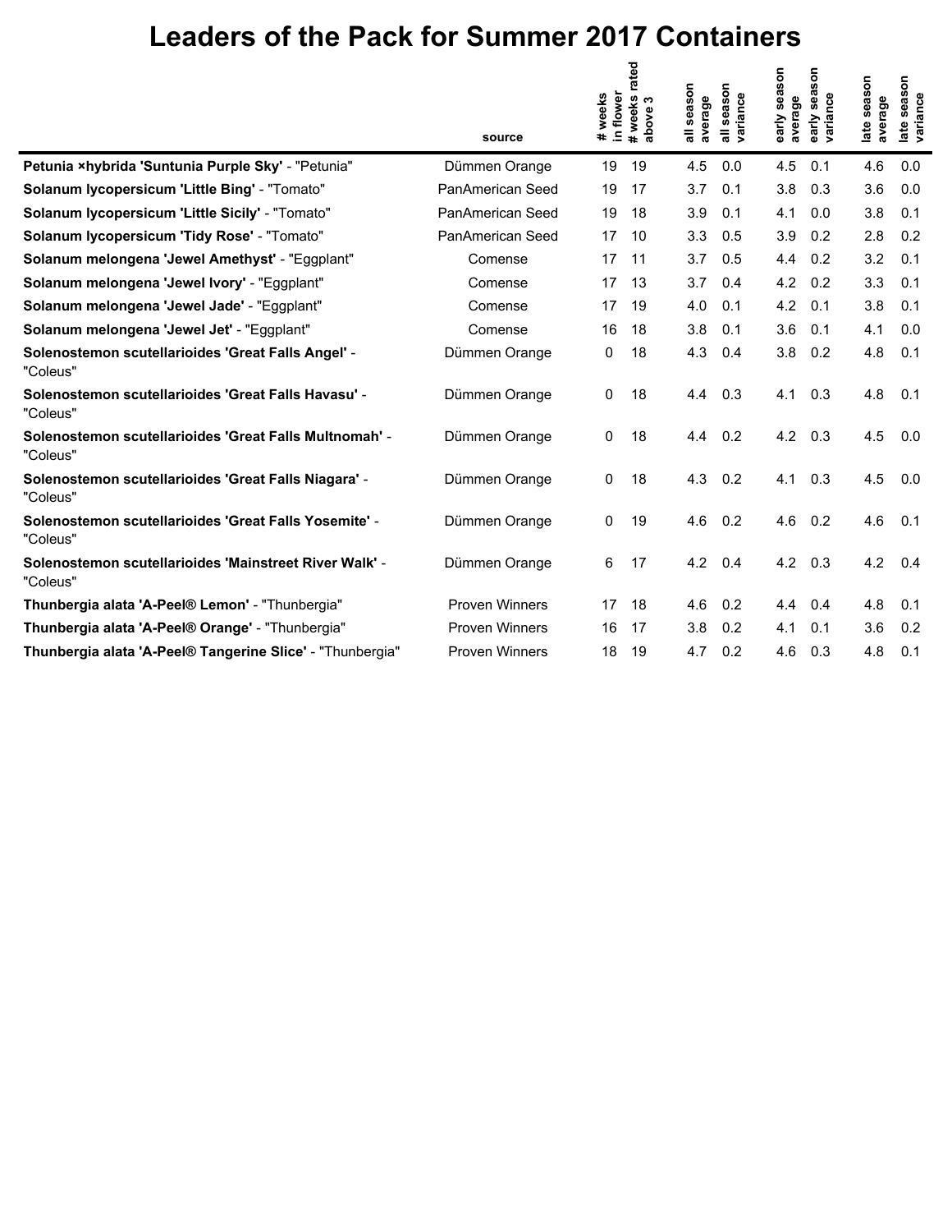# Leaders of the Pack for Summer 2017 Containers

| | source | # weeks in flower | # weeks rated above 3 | all season average | all season variance | early season average | early season variance | late season average | late season variance |
|---|---|---|---|---|---|---|---|---|---|
| **Petunia ×hybrida 'Suntunia Purple Sky'** - "Petunia" | Dümmen Orange | 19 | 19 | 4.5 | 0.0 | 4.5 | 0.1 | 4.6 | 0.0 |
| **Solanum lycopersicum 'Little Bing'** - "Tomato" | PanAmerican Seed | 19 | 17 | 3.7 | 0.1 | 3.8 | 0.3 | 3.6 | 0.0 |
| **Solanum lycopersicum 'Little Sicily'** - "Tomato" | PanAmerican Seed | 19 | 18 | 3.9 | 0.1 | 4.1 | 0.0 | 3.8 | 0.1 |
| **Solanum lycopersicum 'Tidy Rose'** - "Tomato" | PanAmerican Seed | 17 | 10 | 3.3 | 0.5 | 3.9 | 0.2 | 2.8 | 0.2 |
| **Solanum melongena 'Jewel Amethyst'** - "Eggplant" | Comense | 17 | 11 | 3.7 | 0.5 | 4.4 | 0.2 | 3.2 | 0.1 |
| **Solanum melongena 'Jewel Ivory'** - "Eggplant" | Comense | 17 | 13 | 3.7 | 0.4 | 4.2 | 0.2 | 3.3 | 0.1 |
| **Solanum melongena 'Jewel Jade'** - "Eggplant" | Comense | 17 | 19 | 4.0 | 0.1 | 4.2 | 0.1 | 3.8 | 0.1 |
| **Solanum melongena 'Jewel Jet'** - "Eggplant" | Comense | 16 | 18 | 3.8 | 0.1 | 3.6 | 0.1 | 4.1 | 0.0 |
| **Solenostemon scutellarioides 'Great Falls Angel'** - "Coleus" | Dümmen Orange | 0 | 18 | 4.3 | 0.4 | 3.8 | 0.2 | 4.8 | 0.1 |
| **Solenostemon scutellarioides 'Great Falls Havasu'** - "Coleus" | Dümmen Orange | 0 | 18 | 4.4 | 0.3 | 4.1 | 0.3 | 4.8 | 0.1 |
| **Solenostemon scutellarioides 'Great Falls Multnomah'** - "Coleus" | Dümmen Orange | 0 | 18 | 4.4 | 0.2 | 4.2 | 0.3 | 4.5 | 0.0 |
| **Solenostemon scutellarioides 'Great Falls Niagara'** - "Coleus" | Dümmen Orange | 0 | 18 | 4.3 | 0.2 | 4.1 | 0.3 | 4.5 | 0.0 |
| **Solenostemon scutellarioides 'Great Falls Yosemite'** - "Coleus" | Dümmen Orange | 0 | 19 | 4.6 | 0.2 | 4.6 | 0.2 | 4.6 | 0.1 |
| **Solenostemon scutellarioides 'Mainstreet River Walk'** - "Coleus" | Dümmen Orange | 6 | 17 | 4.2 | 0.4 | 4.2 | 0.3 | 4.2 | 0.4 |
| **Thunbergia alata 'A-Peel® Lemon'** - "Thunbergia" | Proven Winners | 17 | 18 | 4.6 | 0.2 | 4.4 | 0.4 | 4.8 | 0.1 |
| **Thunbergia alata 'A-Peel® Orange'** - "Thunbergia" | Proven Winners | 16 | 17 | 3.8 | 0.2 | 4.1 | 0.1 | 3.6 | 0.2 |
| **Thunbergia alata 'A-Peel® Tangerine Slice'** - "Thunbergia" | Proven Winners | 18 | 19 | 4.7 | 0.2 | 4.6 | 0.3 | 4.8 | 0.1 |